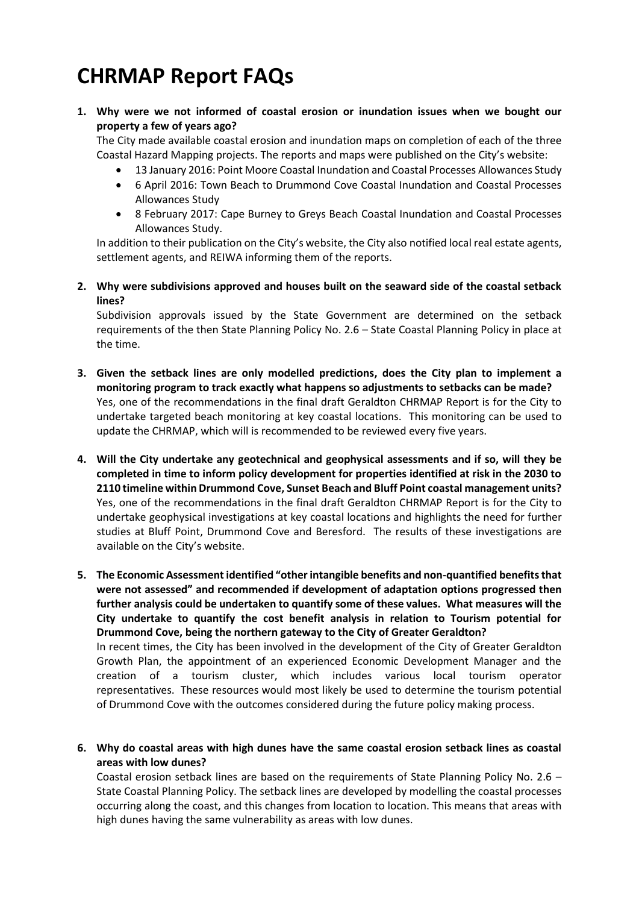# CHRMAP Report FAQs

1. **Why were we not informed of coastal erosion or inundation issues when we bought our property a few of years ago?**

   The City made available coastal erosion and inundation maps on completion of each of the three Coastal Hazard Mapping projects. The reports and maps were published on the City's website:

   - 13 January 2016: Point Moore Coastal Inundation and Coastal Processes Allowances Study
   - 6 April 2016: Town Beach to Drummond Cove Coastal Inundation and Coastal Processes Allowances Study
   - 8 February 2017: Cape Burney to Greys Beach Coastal Inundation and Coastal Processes Allowances Study.

   In addition to their publication on the City's website, the City also notified local real estate agents, settlement agents, and REIWA informing them of the reports.

2. **Why were subdivisions approved and houses built on the seaward side of the coastal setback lines?**

   Subdivision approvals issued by the State Government are determined on the setback requirements of the then State Planning Policy No. 2.6 – State Coastal Planning Policy in place at the time.

3. **Given the setback lines are only modelled predictions, does the City plan to implement a monitoring program to track exactly what happens so adjustments to setbacks can be made?**

   Yes, one of the recommendations in the final draft Geraldton CHRMAP Report is for the City to undertake targeted beach monitoring at key coastal locations. This monitoring can be used to update the CHRMAP, which will is recommended to be reviewed every five years.

4. **Will the City undertake any geotechnical and geophysical assessments and if so, will they be completed in time to inform policy development for properties identified at risk in the 2030 to 2110 timeline within Drummond Cove, Sunset Beach and Bluff Point coastal management units?**

   Yes, one of the recommendations in the final draft Geraldton CHRMAP Report is for the City to undertake geophysical investigations at key coastal locations and highlights the need for further studies at Bluff Point, Drummond Cove and Beresford. The results of these investigations are available on the City's website.

5. **The Economic Assessment identified "other intangible benefits and non-quantified benefits that were not assessed" and recommended if development of adaptation options progressed then further analysis could be undertaken to quantify some of these values. What measures will the City undertake to quantify the cost benefit analysis in relation to Tourism potential for Drummond Cove, being the northern gateway to the City of Greater Geraldton?**

   In recent times, the City has been involved in the development of the City of Greater Geraldton Growth Plan, the appointment of an experienced Economic Development Manager and the creation of a tourism cluster, which includes various local tourism operator representatives. These resources would most likely be used to determine the tourism potential of Drummond Cove with the outcomes considered during the future policy making process.

6. **Why do coastal areas with high dunes have the same coastal erosion setback lines as coastal areas with low dunes?**

   Coastal erosion setback lines are based on the requirements of State Planning Policy No. 2.6 – State Coastal Planning Policy. The setback lines are developed by modelling the coastal processes occurring along the coast, and this changes from location to location. This means that areas with high dunes having the same vulnerability as areas with low dunes.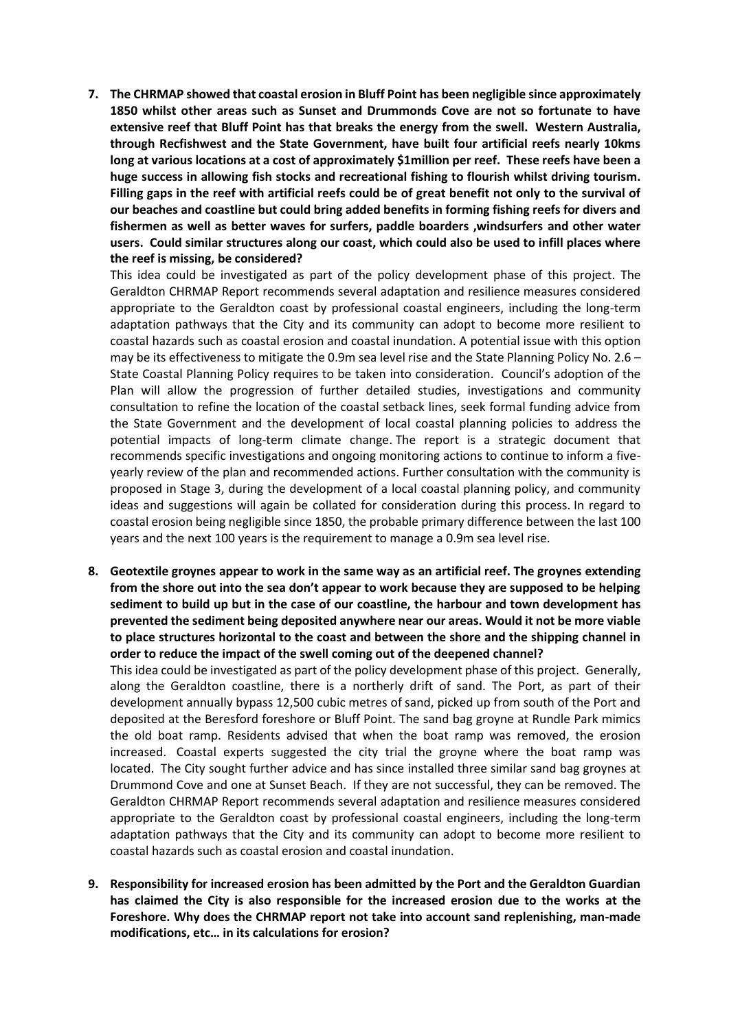7. **The CHRMAP showed that coastal erosion in Bluff Point has been negligible since approximately 1850 whilst other areas such as Sunset and Drummonds Cove are not so fortunate to have extensive reef that Bluff Point has that breaks the energy from the swell. Western Australia, through Recfishwest and the State Government, have built four artificial reefs nearly 10kms long at various locations at a cost of approximately $1million per reef. These reefs have been a huge success in allowing fish stocks and recreational fishing to flourish whilst driving tourism. Filling gaps in the reef with artificial reefs could be of great benefit not only to the survival of our beaches and coastline but could bring added benefits in forming fishing reefs for divers and fishermen as well as better waves for surfers, paddle boarders ,windsurfers and other water users. Could similar structures along our coast, which could also be used to infill places where the reef is missing, be considered?**

   This idea could be investigated as part of the policy development phase of this project. The Geraldton CHRMAP Report recommends several adaptation and resilience measures considered appropriate to the Geraldton coast by professional coastal engineers, including the long-term adaptation pathways that the City and its community can adopt to become more resilient to coastal hazards such as coastal erosion and coastal inundation. A potential issue with this option may be its effectiveness to mitigate the 0.9m sea level rise and the State Planning Policy No. 2.6 – State Coastal Planning Policy requires to be taken into consideration. Council's adoption of the Plan will allow the progression of further detailed studies, investigations and community consultation to refine the location of the coastal setback lines, seek formal funding advice from the State Government and the development of local coastal planning policies to address the potential impacts of long-term climate change. The report is a strategic document that recommends specific investigations and ongoing monitoring actions to continue to inform a five-yearly review of the plan and recommended actions. Further consultation with the community is proposed in Stage 3, during the development of a local coastal planning policy, and community ideas and suggestions will again be collated for consideration during this process. In regard to coastal erosion being negligible since 1850, the probable primary difference between the last 100 years and the next 100 years is the requirement to manage a 0.9m sea level rise.

8. **Geotextile groynes appear to work in the same way as an artificial reef. The groynes extending from the shore out into the sea don't appear to work because they are supposed to be helping sediment to build up but in the case of our coastline, the harbour and town development has prevented the sediment being deposited anywhere near our areas. Would it not be more viable to place structures horizontal to the coast and between the shore and the shipping channel in order to reduce the impact of the swell coming out of the deepened channel?**

   This idea could be investigated as part of the policy development phase of this project. Generally, along the Geraldton coastline, there is a northerly drift of sand. The Port, as part of their development annually bypass 12,500 cubic metres of sand, picked up from south of the Port and deposited at the Beresford foreshore or Bluff Point. The sand bag groyne at Rundle Park mimics the old boat ramp. Residents advised that when the boat ramp was removed, the erosion increased. Coastal experts suggested the city trial the groyne where the boat ramp was located. The City sought further advice and has since installed three similar sand bag groynes at Drummond Cove and one at Sunset Beach. If they are not successful, they can be removed. The Geraldton CHRMAP Report recommends several adaptation and resilience measures considered appropriate to the Geraldton coast by professional coastal engineers, including the long-term adaptation pathways that the City and its community can adopt to become more resilient to coastal hazards such as coastal erosion and coastal inundation.

9. **Responsibility for increased erosion has been admitted by the Port and the Geraldton Guardian has claimed the City is also responsible for the increased erosion due to the works at the Foreshore. Why does the CHRMAP report not take into account sand replenishing, man-made modifications, etc… in its calculations for erosion?**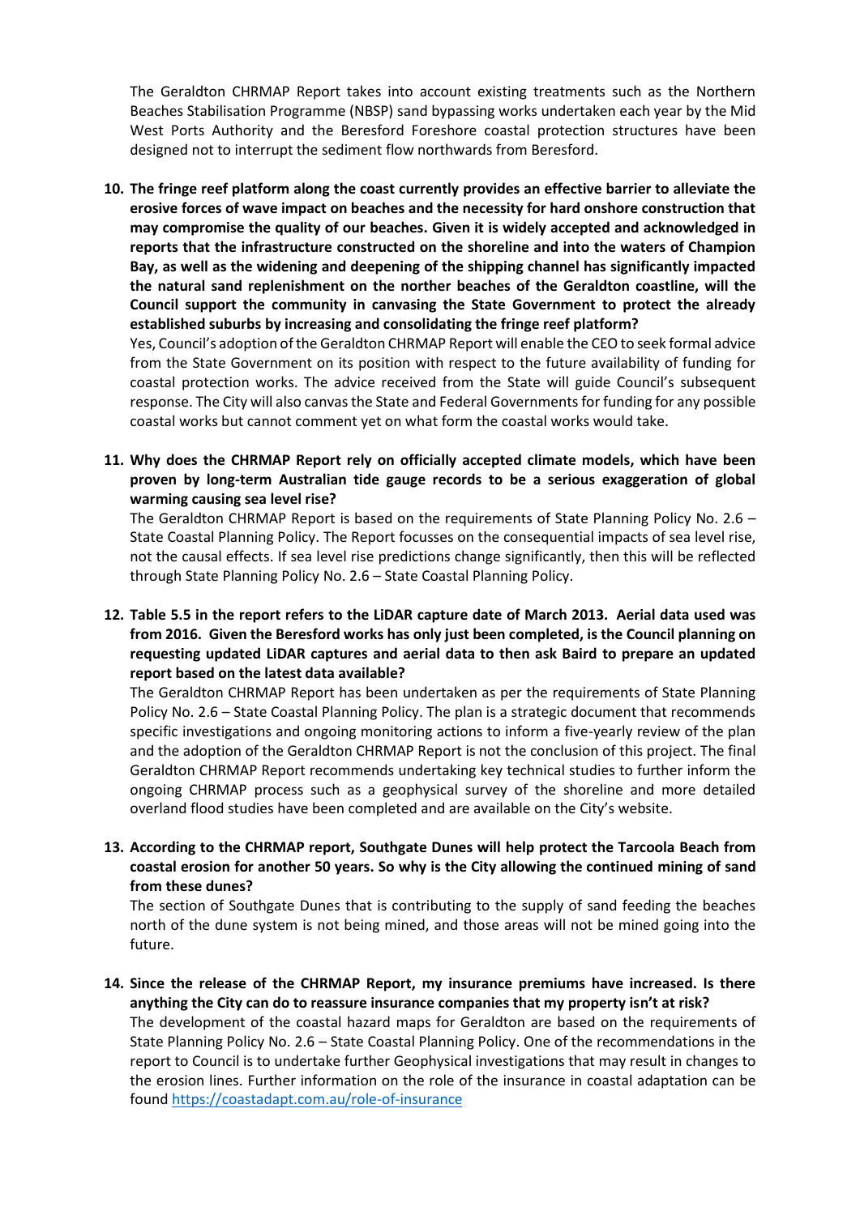The Geraldton CHRMAP Report takes into account existing treatments such as the Northern Beaches Stabilisation Programme (NBSP) sand bypassing works undertaken each year by the Mid West Ports Authority and the Beresford Foreshore coastal protection structures have been designed not to interrupt the sediment flow northwards from Beresford.

10. **The fringe reef platform along the coast currently provides an effective barrier to alleviate the erosive forces of wave impact on beaches and the necessity for hard onshore construction that may compromise the quality of our beaches. Given it is widely accepted and acknowledged in reports that the infrastructure constructed on the shoreline and into the waters of Champion Bay, as well as the widening and deepening of the shipping channel has significantly impacted the natural sand replenishment on the norther beaches of the Geraldton coastline, will the Council support the community in canvasing the State Government to protect the already established suburbs by increasing and consolidating the fringe reef platform?**
   Yes, Council's adoption of the Geraldton CHRMAP Report will enable the CEO to seek formal advice from the State Government on its position with respect to the future availability of funding for coastal protection works. The advice received from the State will guide Council's subsequent response. The City will also canvas the State and Federal Governments for funding for any possible coastal works but cannot comment yet on what form the coastal works would take.

11. **Why does the CHRMAP Report rely on officially accepted climate models, which have been proven by long-term Australian tide gauge records to be a serious exaggeration of global warming causing sea level rise?**
   The Geraldton CHRMAP Report is based on the requirements of State Planning Policy No. 2.6 – State Coastal Planning Policy. The Report focusses on the consequential impacts of sea level rise, not the causal effects. If sea level rise predictions change significantly, then this will be reflected through State Planning Policy No. 2.6 – State Coastal Planning Policy.

12. **Table 5.5 in the report refers to the LiDAR capture date of March 2013. Aerial data used was from 2016. Given the Beresford works has only just been completed, is the Council planning on requesting updated LiDAR captures and aerial data to then ask Baird to prepare an updated report based on the latest data available?**
   The Geraldton CHRMAP Report has been undertaken as per the requirements of State Planning Policy No. 2.6 – State Coastal Planning Policy. The plan is a strategic document that recommends specific investigations and ongoing monitoring actions to inform a five-yearly review of the plan and the adoption of the Geraldton CHRMAP Report is not the conclusion of this project. The final Geraldton CHRMAP Report recommends undertaking key technical studies to further inform the ongoing CHRMAP process such as a geophysical survey of the shoreline and more detailed overland flood studies have been completed and are available on the City's website.

13. **According to the CHRMAP report, Southgate Dunes will help protect the Tarcoola Beach from coastal erosion for another 50 years. So why is the City allowing the continued mining of sand from these dunes?**
   The section of Southgate Dunes that is contributing to the supply of sand feeding the beaches north of the dune system is not being mined, and those areas will not be mined going into the future.

14. **Since the release of the CHRMAP Report, my insurance premiums have increased. Is there anything the City can do to reassure insurance companies that my property isn't at risk?**
   The development of the coastal hazard maps for Geraldton are based on the requirements of State Planning Policy No. 2.6 – State Coastal Planning Policy. One of the recommendations in the report to Council is to undertake further Geophysical investigations that may result in changes to the erosion lines. Further information on the role of the insurance in coastal adaptation can be found https://coastadapt.com.au/role-of-insurance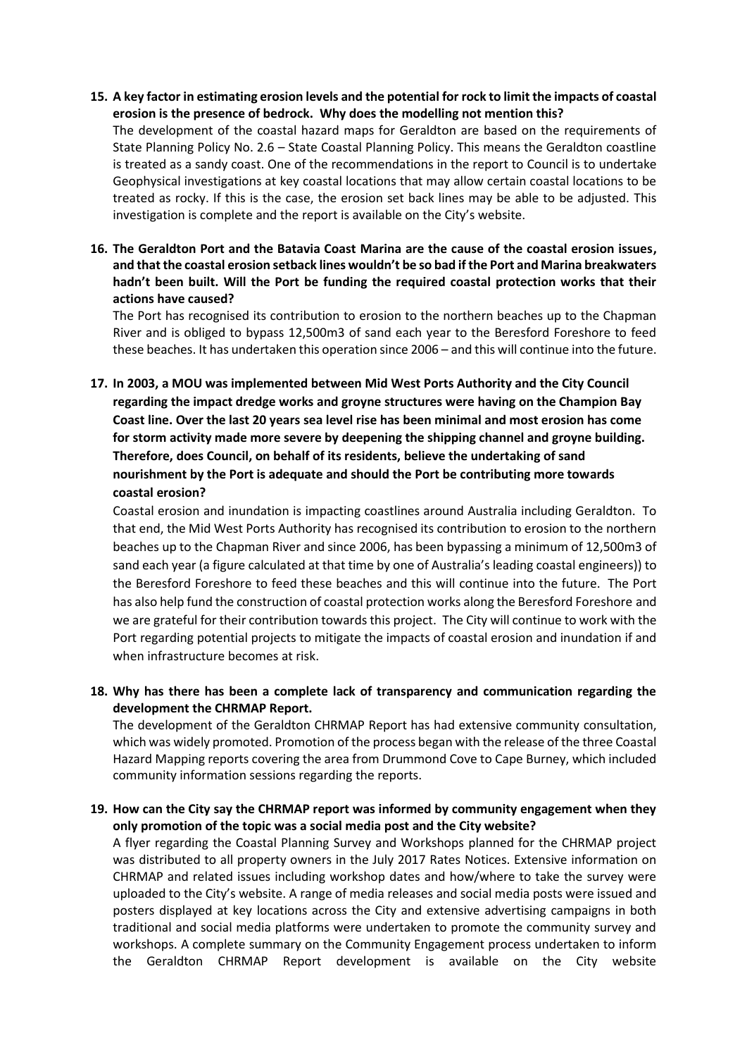15. **A key factor in estimating erosion levels and the potential for rock to limit the impacts of coastal erosion is the presence of bedrock. Why does the modelling not mention this?**
    The development of the coastal hazard maps for Geraldton are based on the requirements of State Planning Policy No. 2.6 – State Coastal Planning Policy. This means the Geraldton coastline is treated as a sandy coast. One of the recommendations in the report to Council is to undertake Geophysical investigations at key coastal locations that may allow certain coastal locations to be treated as rocky. If this is the case, the erosion set back lines may be able to be adjusted. This investigation is complete and the report is available on the City's website.

16. **The Geraldton Port and the Batavia Coast Marina are the cause of the coastal erosion issues, and that the coastal erosion setback lines wouldn't be so bad if the Port and Marina breakwaters hadn't been built. Will the Port be funding the required coastal protection works that their actions have caused?**
    The Port has recognised its contribution to erosion to the northern beaches up to the Chapman River and is obliged to bypass 12,500m3 of sand each year to the Beresford Foreshore to feed these beaches. It has undertaken this operation since 2006 – and this will continue into the future.

17. **In 2003, a MOU was implemented between Mid West Ports Authority and the City Council regarding the impact dredge works and groyne structures were having on the Champion Bay Coast line. Over the last 20 years sea level rise has been minimal and most erosion has come for storm activity made more severe by deepening the shipping channel and groyne building. Therefore, does Council, on behalf of its residents, believe the undertaking of sand nourishment by the Port is adequate and should the Port be contributing more towards coastal erosion?**
    Coastal erosion and inundation is impacting coastlines around Australia including Geraldton. To that end, the Mid West Ports Authority has recognised its contribution to erosion to the northern beaches up to the Chapman River and since 2006, has been bypassing a minimum of 12,500m3 of sand each year (a figure calculated at that time by one of Australia's leading coastal engineers)) to the Beresford Foreshore to feed these beaches and this will continue into the future. The Port has also help fund the construction of coastal protection works along the Beresford Foreshore and we are grateful for their contribution towards this project. The City will continue to work with the Port regarding potential projects to mitigate the impacts of coastal erosion and inundation if and when infrastructure becomes at risk.

18. **Why has there has been a complete lack of transparency and communication regarding the development the CHRMAP Report.**
    The development of the Geraldton CHRMAP Report has had extensive community consultation, which was widely promoted. Promotion of the process began with the release of the three Coastal Hazard Mapping reports covering the area from Drummond Cove to Cape Burney, which included community information sessions regarding the reports.

19. **How can the City say the CHRMAP report was informed by community engagement when they only promotion of the topic was a social media post and the City website?**
    A flyer regarding the Coastal Planning Survey and Workshops planned for the CHRMAP project was distributed to all property owners in the July 2017 Rates Notices. Extensive information on CHRMAP and related issues including workshop dates and how/where to take the survey were uploaded to the City's website. A range of media releases and social media posts were issued and posters displayed at key locations across the City and extensive advertising campaigns in both traditional and social media platforms were undertaken to promote the community survey and workshops. A complete summary on the Community Engagement process undertaken to inform the Geraldton CHRMAP Report development is available on the City website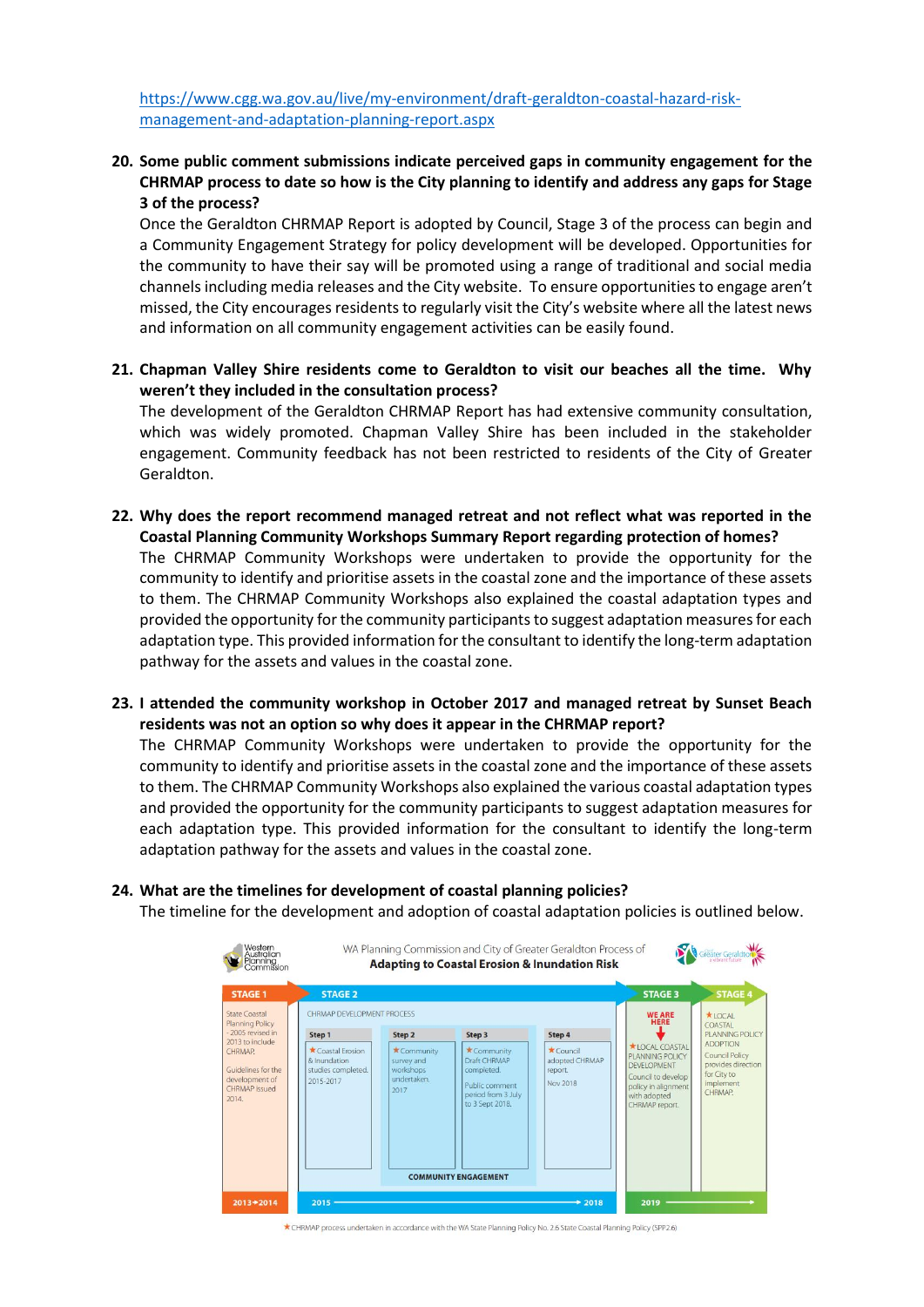https://www.cgg.wa.gov.au/live/my-environment/draft-geraldton-coastal-hazard-risk-management-and-adaptation-planning-report.aspx

**20. Some public comment submissions indicate perceived gaps in community engagement for the CHRMAP process to date so how is the City planning to identify and address any gaps for Stage 3 of the process?**

Once the Geraldton CHRMAP Report is adopted by Council, Stage 3 of the process can begin and a Community Engagement Strategy for policy development will be developed. Opportunities for the community to have their say will be promoted using a range of traditional and social media channels including media releases and the City website. To ensure opportunities to engage aren't missed, the City encourages residents to regularly visit the City's website where all the latest news and information on all community engagement activities can be easily found.

**21. Chapman Valley Shire residents come to Geraldton to visit our beaches all the time. Why weren't they included in the consultation process?**

The development of the Geraldton CHRMAP Report has had extensive community consultation, which was widely promoted. Chapman Valley Shire has been included in the stakeholder engagement. Community feedback has not been restricted to residents of the City of Greater Geraldton.

**22. Why does the report recommend managed retreat and not reflect what was reported in the Coastal Planning Community Workshops Summary Report regarding protection of homes?**

The CHRMAP Community Workshops were undertaken to provide the opportunity for the community to identify and prioritise assets in the coastal zone and the importance of these assets to them. The CHRMAP Community Workshops also explained the coastal adaptation types and provided the opportunity for the community participants to suggest adaptation measures for each adaptation type. This provided information for the consultant to identify the long-term adaptation pathway for the assets and values in the coastal zone.

**23. I attended the community workshop in October 2017 and managed retreat by Sunset Beach residents was not an option so why does it appear in the CHRMAP report?**

The CHRMAP Community Workshops were undertaken to provide the opportunity for the community to identify and prioritise assets in the coastal zone and the importance of these assets to them. The CHRMAP Community Workshops also explained the various coastal adaptation types and provided the opportunity for the community participants to suggest adaptation measures for each adaptation type. This provided information for the consultant to identify the long-term adaptation pathway for the assets and values in the coastal zone.

**24. What are the timelines for development of coastal planning policies?**

The timeline for the development and adoption of coastal adaptation policies is outlined below.

**WA Planning Commission and City of Greater Geraldton Process of Adapting to Coastal Erosion & Inundation Risk**

| STAGE 1 | STAGE 2 | | | | STAGE 3 | STAGE 4 |
|---|---|---|---|---|---|---|
| | CHRMAP DEVELOPMENT PROCESS | | | | WE ARE HERE | |
| | Step 1 | Step 2 | Step 3 | Step 4 | | |
| State Coastal Planning Policy - 2005 revised in 2013 to include CHRMAP. Guidelines for the development of CHRMAP issued 2014. | ★Coastal Erosion & Inundation studies completed. 2015-2017 | ★Community survey and workshops undertaken. 2017 | ★Community Draft CHRMAP completed. Public comment period from 3 July to 3 Sept 2018. | ★Council adopted CHRMAP report. Nov 2018 | ★LOCAL COASTAL PLANNING POLICY DEVELOPMENT Council to develop policy in alignment with adopted CHRMAP report. | ★LOCAL COASTAL PLANNING POLICY ADOPTION Council Policy provides direction for City to implement CHRMAP. |
| | | COMMUNITY ENGAGEMENT | | | | |
| 2013→2014 | 2015 → 2018 | | | | 2019 → | |

★ CHRMAP process undertaken in accordance with the WA State Planning Policy No. 2.6 State Coastal Planning Policy (SPP2.6)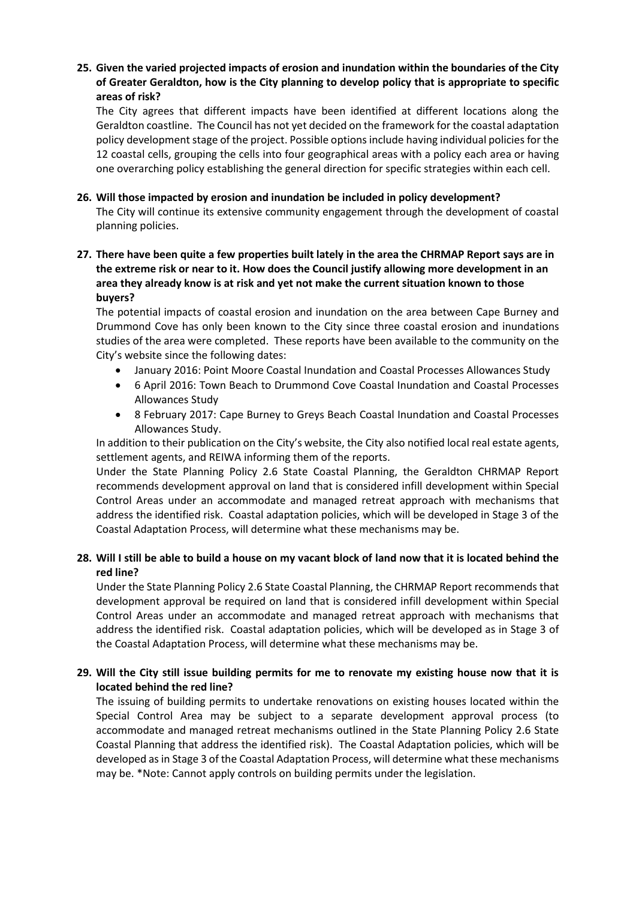**25. Given the varied projected impacts of erosion and inundation within the boundaries of the City of Greater Geraldton, how is the City planning to develop policy that is appropriate to specific areas of risk?**

The City agrees that different impacts have been identified at different locations along the Geraldton coastline. The Council has not yet decided on the framework for the coastal adaptation policy development stage of the project. Possible options include having individual policies for the 12 coastal cells, grouping the cells into four geographical areas with a policy each area or having one overarching policy establishing the general direction for specific strategies within each cell.

**26. Will those impacted by erosion and inundation be included in policy development?**

The City will continue its extensive community engagement through the development of coastal planning policies.

**27. There have been quite a few properties built lately in the area the CHRMAP Report says are in the extreme risk or near to it. How does the Council justify allowing more development in an area they already know is at risk and yet not make the current situation known to those buyers?**

The potential impacts of coastal erosion and inundation on the area between Cape Burney and Drummond Cove has only been known to the City since three coastal erosion and inundations studies of the area were completed. These reports have been available to the community on the City's website since the following dates:

- January 2016: Point Moore Coastal Inundation and Coastal Processes Allowances Study
- 6 April 2016: Town Beach to Drummond Cove Coastal Inundation and Coastal Processes Allowances Study
- 8 February 2017: Cape Burney to Greys Beach Coastal Inundation and Coastal Processes Allowances Study.

In addition to their publication on the City's website, the City also notified local real estate agents, settlement agents, and REIWA informing them of the reports.

Under the State Planning Policy 2.6 State Coastal Planning, the Geraldton CHRMAP Report recommends development approval on land that is considered infill development within Special Control Areas under an accommodate and managed retreat approach with mechanisms that address the identified risk. Coastal adaptation policies, which will be developed in Stage 3 of the Coastal Adaptation Process, will determine what these mechanisms may be.

**28. Will I still be able to build a house on my vacant block of land now that it is located behind the red line?**

Under the State Planning Policy 2.6 State Coastal Planning, the CHRMAP Report recommends that development approval be required on land that is considered infill development within Special Control Areas under an accommodate and managed retreat approach with mechanisms that address the identified risk. Coastal adaptation policies, which will be developed as in Stage 3 of the Coastal Adaptation Process, will determine what these mechanisms may be.

**29. Will the City still issue building permits for me to renovate my existing house now that it is located behind the red line?**

The issuing of building permits to undertake renovations on existing houses located within the Special Control Area may be subject to a separate development approval process (to accommodate and managed retreat mechanisms outlined in the State Planning Policy 2.6 State Coastal Planning that address the identified risk). The Coastal Adaptation policies, which will be developed as in Stage 3 of the Coastal Adaptation Process, will determine what these mechanisms may be. *Note: Cannot apply controls on building permits under the legislation.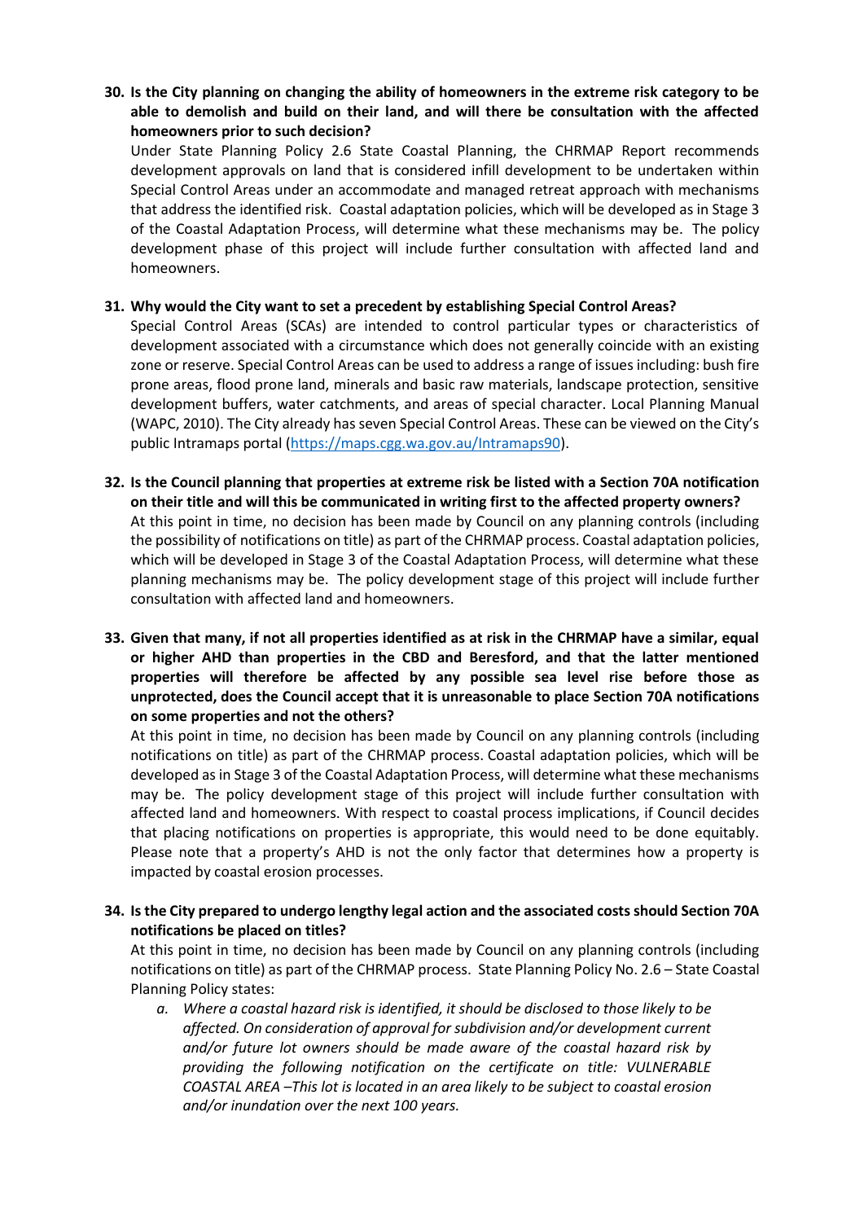**30. Is the City planning on changing the ability of homeowners in the extreme risk category to be able to demolish and build on their land, and will there be consultation with the affected homeowners prior to such decision?**

Under State Planning Policy 2.6 State Coastal Planning, the CHRMAP Report recommends development approvals on land that is considered infill development to be undertaken within Special Control Areas under an accommodate and managed retreat approach with mechanisms that address the identified risk. Coastal adaptation policies, which will be developed as in Stage 3 of the Coastal Adaptation Process, will determine what these mechanisms may be. The policy development phase of this project will include further consultation with affected land and homeowners.

**31. Why would the City want to set a precedent by establishing Special Control Areas?**

Special Control Areas (SCAs) are intended to control particular types or characteristics of development associated with a circumstance which does not generally coincide with an existing zone or reserve. Special Control Areas can be used to address a range of issues including: bush fire prone areas, flood prone land, minerals and basic raw materials, landscape protection, sensitive development buffers, water catchments, and areas of special character. Local Planning Manual (WAPC, 2010). The City already has seven Special Control Areas. These can be viewed on the City's public Intramaps portal (https://maps.cgg.wa.gov.au/Intramaps90).

**32. Is the Council planning that properties at extreme risk be listed with a Section 70A notification on their title and will this be communicated in writing first to the affected property owners?**

At this point in time, no decision has been made by Council on any planning controls (including the possibility of notifications on title) as part of the CHRMAP process. Coastal adaptation policies, which will be developed in Stage 3 of the Coastal Adaptation Process, will determine what these planning mechanisms may be. The policy development stage of this project will include further consultation with affected land and homeowners.

**33. Given that many, if not all properties identified as at risk in the CHRMAP have a similar, equal or higher AHD than properties in the CBD and Beresford, and that the latter mentioned properties will therefore be affected by any possible sea level rise before those as unprotected, does the Council accept that it is unreasonable to place Section 70A notifications on some properties and not the others?**

At this point in time, no decision has been made by Council on any planning controls (including notifications on title) as part of the CHRMAP process. Coastal adaptation policies, which will be developed as in Stage 3 of the Coastal Adaptation Process, will determine what these mechanisms may be. The policy development stage of this project will include further consultation with affected land and homeowners. With respect to coastal process implications, if Council decides that placing notifications on properties is appropriate, this would need to be done equitably. Please note that a property's AHD is not the only factor that determines how a property is impacted by coastal erosion processes.

**34. Is the City prepared to undergo lengthy legal action and the associated costs should Section 70A notifications be placed on titles?**

At this point in time, no decision has been made by Council on any planning controls (including notifications on title) as part of the CHRMAP process. State Planning Policy No. 2.6 – State Coastal Planning Policy states:

a. *Where a coastal hazard risk is identified, it should be disclosed to those likely to be affected. On consideration of approval for subdivision and/or development current and/or future lot owners should be made aware of the coastal hazard risk by providing the following notification on the certificate on title: VULNERABLE COASTAL AREA –This lot is located in an area likely to be subject to coastal erosion and/or inundation over the next 100 years.*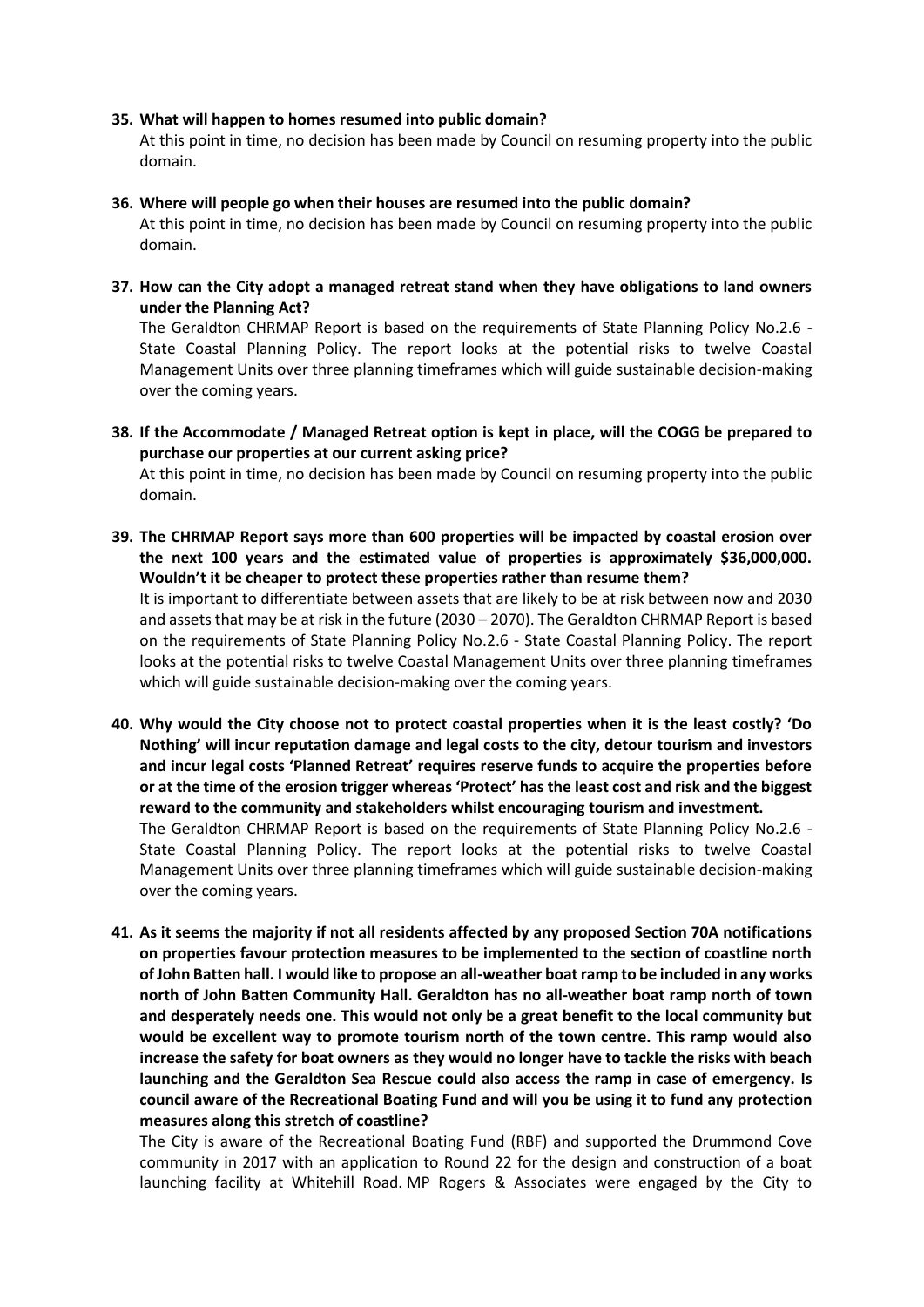**35. What will happen to homes resumed into public domain?**

At this point in time, no decision has been made by Council on resuming property into the public domain.

**36. Where will people go when their houses are resumed into the public domain?**

At this point in time, no decision has been made by Council on resuming property into the public domain.

**37. How can the City adopt a managed retreat stand when they have obligations to land owners under the Planning Act?**

The Geraldton CHRMAP Report is based on the requirements of State Planning Policy No.2.6 - State Coastal Planning Policy. The report looks at the potential risks to twelve Coastal Management Units over three planning timeframes which will guide sustainable decision-making over the coming years.

**38. If the Accommodate / Managed Retreat option is kept in place, will the COGG be prepared to purchase our properties at our current asking price?**

At this point in time, no decision has been made by Council on resuming property into the public domain.

**39. The CHRMAP Report says more than 600 properties will be impacted by coastal erosion over the next 100 years and the estimated value of properties is approximately $36,000,000. Wouldn't it be cheaper to protect these properties rather than resume them?**

It is important to differentiate between assets that are likely to be at risk between now and 2030 and assets that may be at risk in the future (2030 – 2070). The Geraldton CHRMAP Report is based on the requirements of State Planning Policy No.2.6 - State Coastal Planning Policy. The report looks at the potential risks to twelve Coastal Management Units over three planning timeframes which will guide sustainable decision-making over the coming years.

**40. Why would the City choose not to protect coastal properties when it is the least costly? 'Do Nothing' will incur reputation damage and legal costs to the city, detour tourism and investors and incur legal costs 'Planned Retreat' requires reserve funds to acquire the properties before or at the time of the erosion trigger whereas 'Protect' has the least cost and risk and the biggest reward to the community and stakeholders whilst encouraging tourism and investment.**

The Geraldton CHRMAP Report is based on the requirements of State Planning Policy No.2.6 - State Coastal Planning Policy. The report looks at the potential risks to twelve Coastal Management Units over three planning timeframes which will guide sustainable decision-making over the coming years.

**41. As it seems the majority if not all residents affected by any proposed Section 70A notifications on properties favour protection measures to be implemented to the section of coastline north of John Batten hall. I would like to propose an all-weather boat ramp to be included in any works north of John Batten Community Hall. Geraldton has no all-weather boat ramp north of town and desperately needs one. This would not only be a great benefit to the local community but would be excellent way to promote tourism north of the town centre. This ramp would also increase the safety for boat owners as they would no longer have to tackle the risks with beach launching and the Geraldton Sea Rescue could also access the ramp in case of emergency. Is council aware of the Recreational Boating Fund and will you be using it to fund any protection measures along this stretch of coastline?**

The City is aware of the Recreational Boating Fund (RBF) and supported the Drummond Cove community in 2017 with an application to Round 22 for the design and construction of a boat launching facility at Whitehill Road. MP Rogers & Associates were engaged by the City to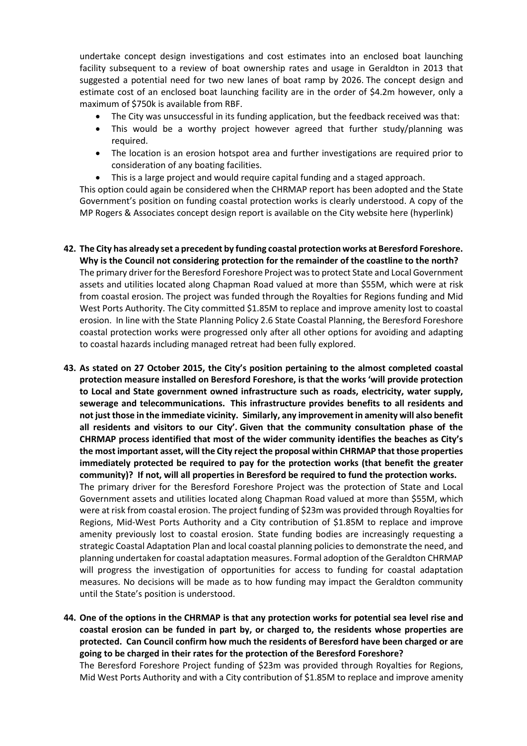undertake concept design investigations and cost estimates into an enclosed boat launching facility subsequent to a review of boat ownership rates and usage in Geraldton in 2013 that suggested a potential need for two new lanes of boat ramp by 2026. The concept design and estimate cost of an enclosed boat launching facility are in the order of $4.2m however, only a maximum of $750k is available from RBF.

- The City was unsuccessful in its funding application, but the feedback received was that:
- This would be a worthy project however agreed that further study/planning was required.
- The location is an erosion hotspot area and further investigations are required prior to consideration of any boating facilities.
- This is a large project and would require capital funding and a staged approach.

This option could again be considered when the CHRMAP report has been adopted and the State Government's position on funding coastal protection works is clearly understood. A copy of the MP Rogers & Associates concept design report is available on the City website here (hyperlink)

42. **The City has already set a precedent by funding coastal protection works at Beresford Foreshore. Why is the Council not considering protection for the remainder of the coastline to the north?**
The primary driver for the Beresford Foreshore Project was to protect State and Local Government assets and utilities located along Chapman Road valued at more than $55M, which were at risk from coastal erosion. The project was funded through the Royalties for Regions funding and Mid West Ports Authority. The City committed $1.85M to replace and improve amenity lost to coastal erosion. In line with the State Planning Policy 2.6 State Coastal Planning, the Beresford Foreshore coastal protection works were progressed only after all other options for avoiding and adapting to coastal hazards including managed retreat had been fully explored.

43. **As stated on 27 October 2015, the City's position pertaining to the almost completed coastal protection measure installed on Beresford Foreshore, is that the works 'will provide protection to Local and State government owned infrastructure such as roads, electricity, water supply, sewerage and telecommunications. This infrastructure provides benefits to all residents and not just those in the immediate vicinity. Similarly, any improvement in amenity will also benefit all residents and visitors to our City'. Given that the community consultation phase of the CHRMAP process identified that most of the wider community identifies the beaches as City's the most important asset, will the City reject the proposal within CHRMAP that those properties immediately protected be required to pay for the protection works (that benefit the greater community)? If not, will all properties in Beresford be required to fund the protection works.**
The primary driver for the Beresford Foreshore Project was the protection of State and Local Government assets and utilities located along Chapman Road valued at more than $55M, which were at risk from coastal erosion. The project funding of $23m was provided through Royalties for Regions, Mid-West Ports Authority and a City contribution of $1.85M to replace and improve amenity previously lost to coastal erosion. State funding bodies are increasingly requesting a strategic Coastal Adaptation Plan and local coastal planning policies to demonstrate the need, and planning undertaken for coastal adaptation measures. Formal adoption of the Geraldton CHRMAP will progress the investigation of opportunities for access to funding for coastal adaptation measures. No decisions will be made as to how funding may impact the Geraldton community until the State's position is understood.

44. **One of the options in the CHRMAP is that any protection works for potential sea level rise and coastal erosion can be funded in part by, or charged to, the residents whose properties are protected. Can Council confirm how much the residents of Beresford have been charged or are going to be charged in their rates for the protection of the Beresford Foreshore?**
The Beresford Foreshore Project funding of $23m was provided through Royalties for Regions, Mid West Ports Authority and with a City contribution of $1.85M to replace and improve amenity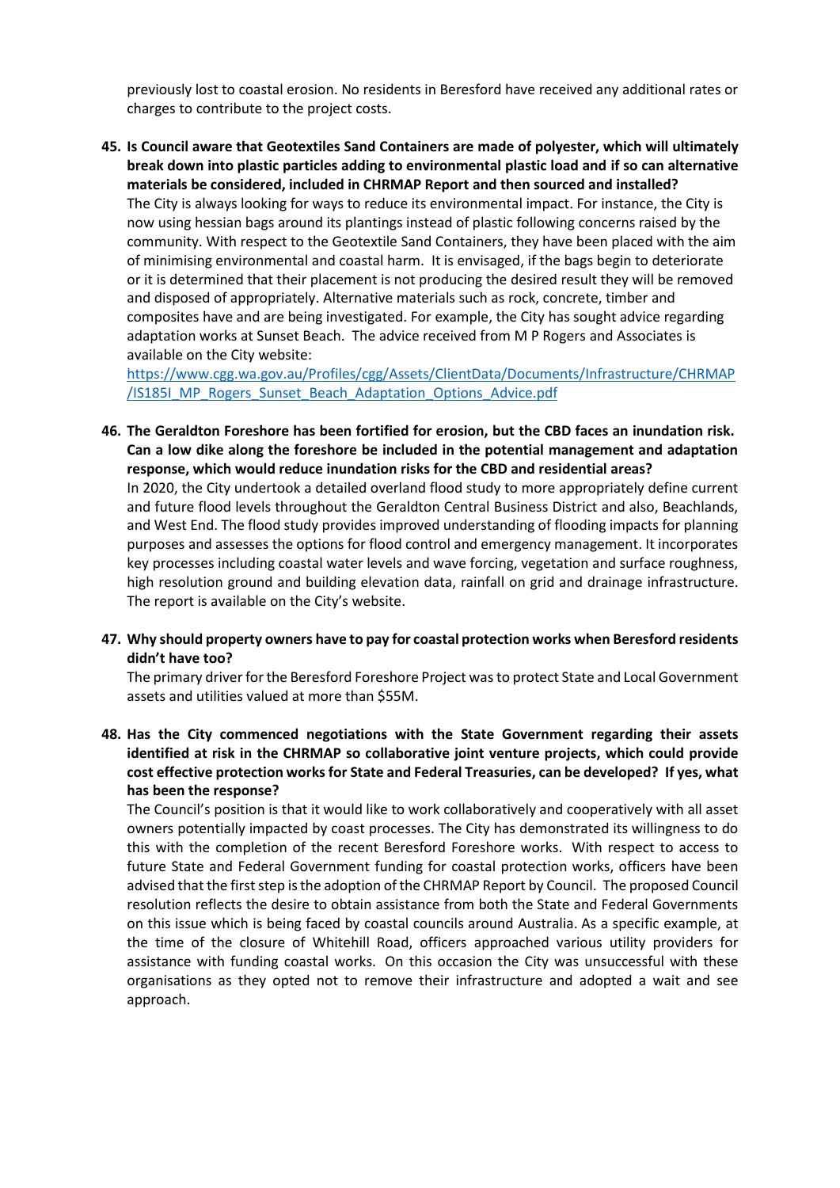previously lost to coastal erosion. No residents in Beresford have received any additional rates or charges to contribute to the project costs.

45. **Is Council aware that Geotextiles Sand Containers are made of polyester, which will ultimately break down into plastic particles adding to environmental plastic load and if so can alternative materials be considered, included in CHRMAP Report and then sourced and installed?**
    The City is always looking for ways to reduce its environmental impact. For instance, the City is now using hessian bags around its plantings instead of plastic following concerns raised by the community. With respect to the Geotextile Sand Containers, they have been placed with the aim of minimising environmental and coastal harm. It is envisaged, if the bags begin to deteriorate or it is determined that their placement is not producing the desired result they will be removed and disposed of appropriately. Alternative materials such as rock, concrete, timber and composites have and are being investigated. For example, the City has sought advice regarding adaptation works at Sunset Beach. The advice received from M P Rogers and Associates is available on the City website:
    https://www.cgg.wa.gov.au/Profiles/cgg/Assets/ClientData/Documents/Infrastructure/CHRMAP/IS185I_MP_Rogers_Sunset_Beach_Adaptation_Options_Advice.pdf

46. **The Geraldton Foreshore has been fortified for erosion, but the CBD faces an inundation risk. Can a low dike along the foreshore be included in the potential management and adaptation response, which would reduce inundation risks for the CBD and residential areas?**
    In 2020, the City undertook a detailed overland flood study to more appropriately define current and future flood levels throughout the Geraldton Central Business District and also, Beachlands, and West End. The flood study provides improved understanding of flooding impacts for planning purposes and assesses the options for flood control and emergency management. It incorporates key processes including coastal water levels and wave forcing, vegetation and surface roughness, high resolution ground and building elevation data, rainfall on grid and drainage infrastructure. The report is available on the City's website.

47. **Why should property owners have to pay for coastal protection works when Beresford residents didn't have too?**
    The primary driver for the Beresford Foreshore Project was to protect State and Local Government assets and utilities valued at more than $55M.

48. **Has the City commenced negotiations with the State Government regarding their assets identified at risk in the CHRMAP so collaborative joint venture projects, which could provide cost effective protection works for State and Federal Treasuries, can be developed? If yes, what has been the response?**
    The Council's position is that it would like to work collaboratively and cooperatively with all asset owners potentially impacted by coast processes. The City has demonstrated its willingness to do this with the completion of the recent Beresford Foreshore works. With respect to access to future State and Federal Government funding for coastal protection works, officers have been advised that the first step is the adoption of the CHRMAP Report by Council. The proposed Council resolution reflects the desire to obtain assistance from both the State and Federal Governments on this issue which is being faced by coastal councils around Australia. As a specific example, at the time of the closure of Whitehill Road, officers approached various utility providers for assistance with funding coastal works. On this occasion the City was unsuccessful with these organisations as they opted not to remove their infrastructure and adopted a wait and see approach.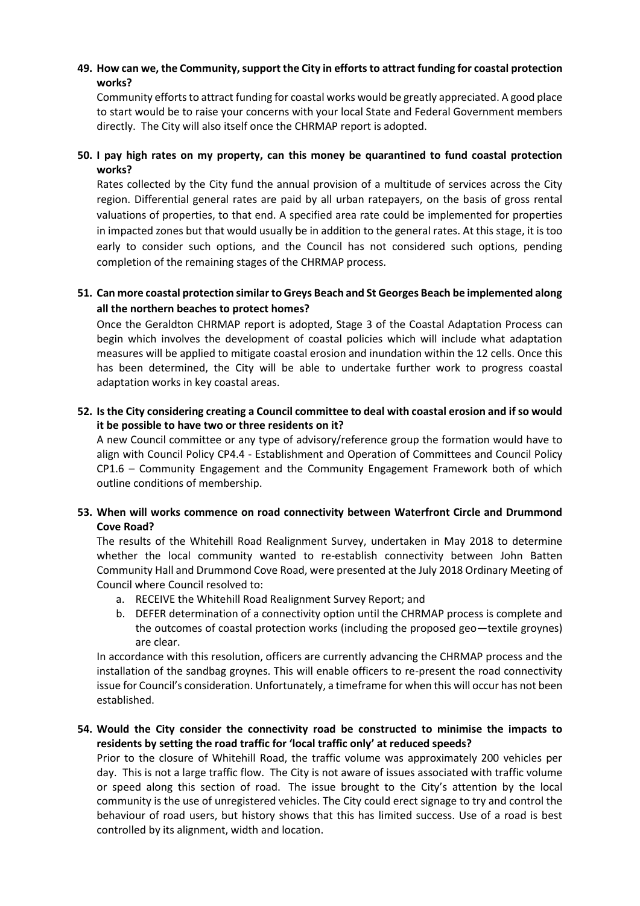**49. How can we, the Community, support the City in efforts to attract funding for coastal protection works?**

Community efforts to attract funding for coastal works would be greatly appreciated. A good place to start would be to raise your concerns with your local State and Federal Government members directly. The City will also itself once the CHRMAP report is adopted.

**50. I pay high rates on my property, can this money be quarantined to fund coastal protection works?**

Rates collected by the City fund the annual provision of a multitude of services across the City region. Differential general rates are paid by all urban ratepayers, on the basis of gross rental valuations of properties, to that end. A specified area rate could be implemented for properties in impacted zones but that would usually be in addition to the general rates. At this stage, it is too early to consider such options, and the Council has not considered such options, pending completion of the remaining stages of the CHRMAP process.

**51. Can more coastal protection similar to Greys Beach and St Georges Beach be implemented along all the northern beaches to protect homes?**

Once the Geraldton CHRMAP report is adopted, Stage 3 of the Coastal Adaptation Process can begin which involves the development of coastal policies which will include what adaptation measures will be applied to mitigate coastal erosion and inundation within the 12 cells. Once this has been determined, the City will be able to undertake further work to progress coastal adaptation works in key coastal areas.

**52. Is the City considering creating a Council committee to deal with coastal erosion and if so would it be possible to have two or three residents on it?**

A new Council committee or any type of advisory/reference group the formation would have to align with Council Policy CP4.4 - Establishment and Operation of Committees and Council Policy CP1.6 – Community Engagement and the Community Engagement Framework both of which outline conditions of membership.

**53. When will works commence on road connectivity between Waterfront Circle and Drummond Cove Road?**

The results of the Whitehill Road Realignment Survey, undertaken in May 2018 to determine whether the local community wanted to re-establish connectivity between John Batten Community Hall and Drummond Cove Road, were presented at the July 2018 Ordinary Meeting of Council where Council resolved to:

a. RECEIVE the Whitehill Road Realignment Survey Report; and
b. DEFER determination of a connectivity option until the CHRMAP process is complete and the outcomes of coastal protection works (including the proposed geo—textile groynes) are clear.

In accordance with this resolution, officers are currently advancing the CHRMAP process and the installation of the sandbag groynes. This will enable officers to re-present the road connectivity issue for Council's consideration. Unfortunately, a timeframe for when this will occur has not been established.

**54. Would the City consider the connectivity road be constructed to minimise the impacts to residents by setting the road traffic for 'local traffic only' at reduced speeds?**

Prior to the closure of Whitehill Road, the traffic volume was approximately 200 vehicles per day. This is not a large traffic flow. The City is not aware of issues associated with traffic volume or speed along this section of road. The issue brought to the City's attention by the local community is the use of unregistered vehicles. The City could erect signage to try and control the behaviour of road users, but history shows that this has limited success. Use of a road is best controlled by its alignment, width and location.